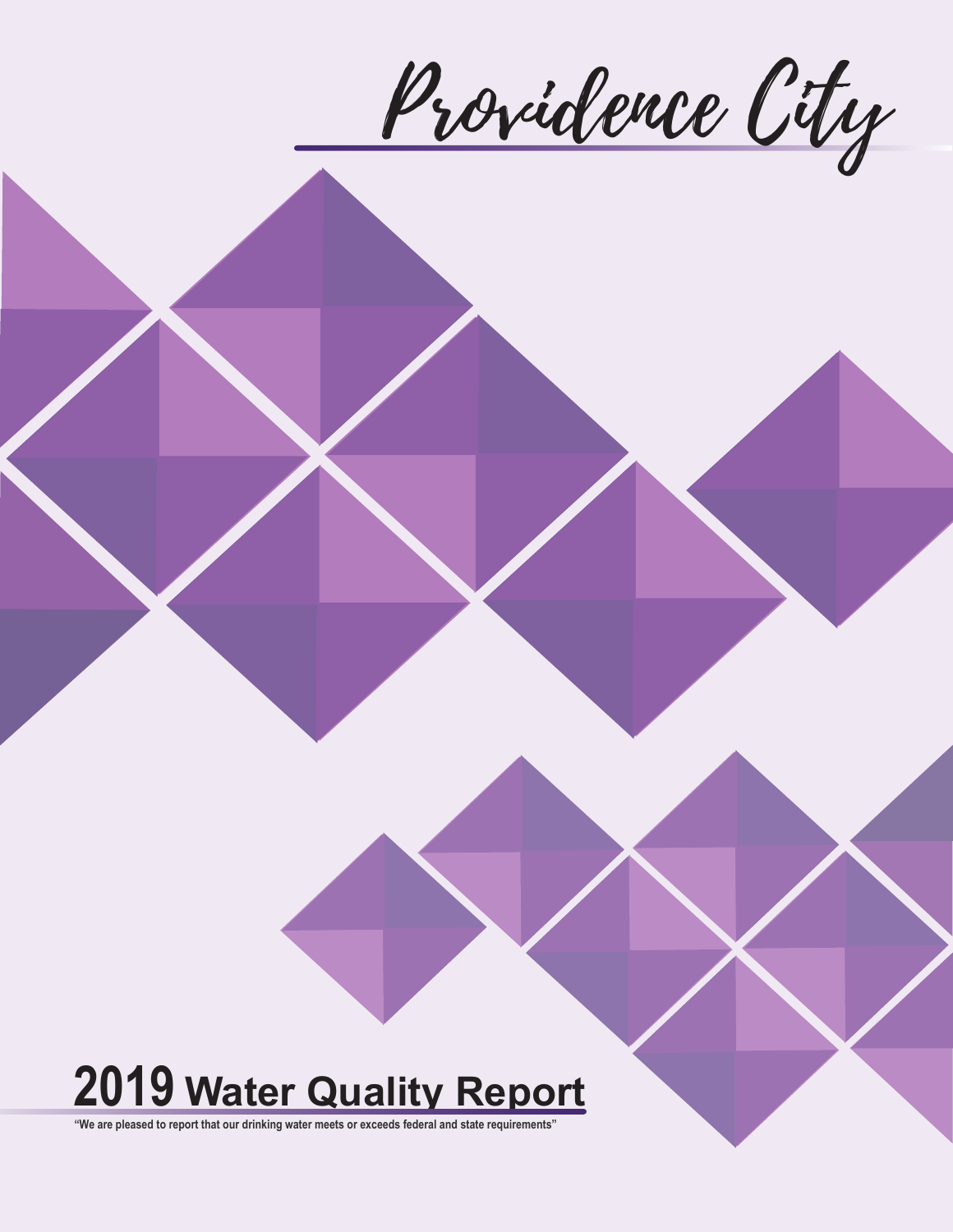# Providence City

# 2019 Water Quality Report

"We are pleased to report that our drinking water meets or exceeds federal and state requirements"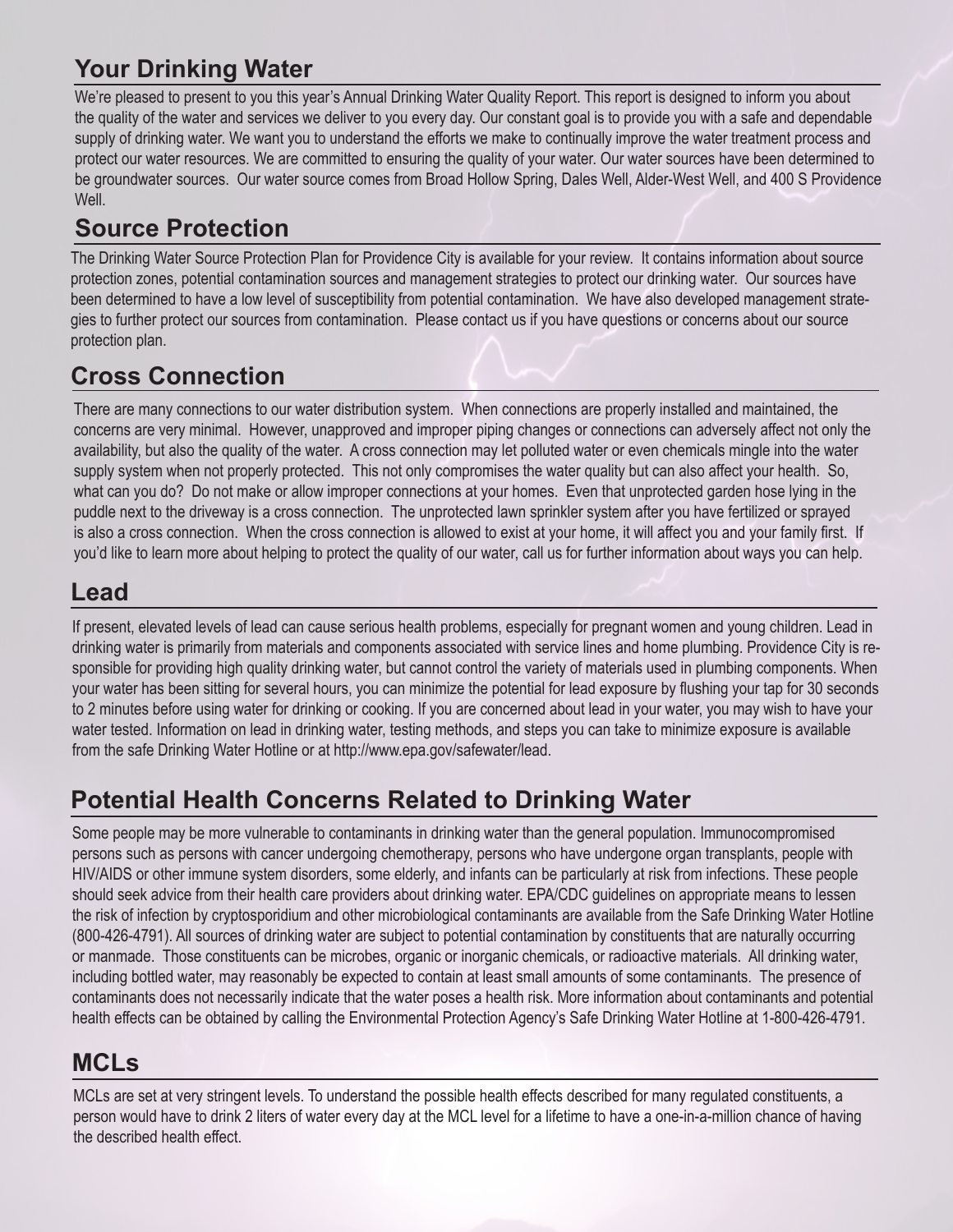## Your Drinking Water

We're pleased to present to you this year's Annual Drinking Water Quality Report. This report is designed to inform you about the quality of the water and services we deliver to you every day. Our constant goal is to provide you with a safe and dependable supply of drinking water. We want you to understand the efforts we make to continually improve the water treatment process and protect our water resources. We are committed to ensuring the quality of your water. Our water sources have been determined to be groundwater sources. Our water source comes from Broad Hollow Spring, Dales Well, Alder-West Well, and 400 S Providence Well.

## Source Protection

The Drinking Water Source Protection Plan for Providence City is available for your review. It contains information about source protection zones, potential contamination sources and management strategies to protect our drinking water. Our sources have been determined to have a low level of susceptibility from potential contamination. We have also developed management strategies to further protect our sources from contamination. Please contact us if you have questions or concerns about our source protection plan.

## Cross Connection

There are many connections to our water distribution system. When connections are properly installed and maintained, the concerns are very minimal. However, unapproved and improper piping changes or connections can adversely affect not only the availability, but also the quality of the water. A cross connection may let polluted water or even chemicals mingle into the water supply system when not properly protected. This not only compromises the water quality but can also affect your health. So, what can you do? Do not make or allow improper connections at your homes. Even that unprotected garden hose lying in the puddle next to the driveway is a cross connection. The unprotected lawn sprinkler system after you have fertilized or sprayed is also a cross connection. When the cross connection is allowed to exist at your home, it will affect you and your family first. If you'd like to learn more about helping to protect the quality of our water, call us for further information about ways you can help.

## Lead

If present, elevated levels of lead can cause serious health problems, especially for pregnant women and young children. Lead in drinking water is primarily from materials and components associated with service lines and home plumbing. Providence City is responsible for providing high quality drinking water, but cannot control the variety of materials used in plumbing components. When your water has been sitting for several hours, you can minimize the potential for lead exposure by flushing your tap for 30 seconds to 2 minutes before using water for drinking or cooking. If you are concerned about lead in your water, you may wish to have your water tested. Information on lead in drinking water, testing methods, and steps you can take to minimize exposure is available from the safe Drinking Water Hotline or at http://www.epa.gov/safewater/lead.

## Potential Health Concerns Related to Drinking Water

Some people may be more vulnerable to contaminants in drinking water than the general population. Immunocompromised persons such as persons with cancer undergoing chemotherapy, persons who have undergone organ transplants, people with HIV/AIDS or other immune system disorders, some elderly, and infants can be particularly at risk from infections. These people should seek advice from their health care providers about drinking water. EPA/CDC guidelines on appropriate means to lessen the risk of infection by cryptosporidium and other microbiological contaminants are available from the Safe Drinking Water Hotline (800-426-4791). All sources of drinking water are subject to potential contamination by constituents that are naturally occurring or manmade. Those constituents can be microbes, organic or inorganic chemicals, or radioactive materials. All drinking water, including bottled water, may reasonably be expected to contain at least small amounts of some contaminants. The presence of contaminants does not necessarily indicate that the water poses a health risk. More information about contaminants and potential health effects can be obtained by calling the Environmental Protection Agency's Safe Drinking Water Hotline at 1-800-426-4791.

## MCLs

MCLs are set at very stringent levels. To understand the possible health effects described for many regulated constituents, a person would have to drink 2 liters of water every day at the MCL level for a lifetime to have a one-in-a-million chance of having the described health effect.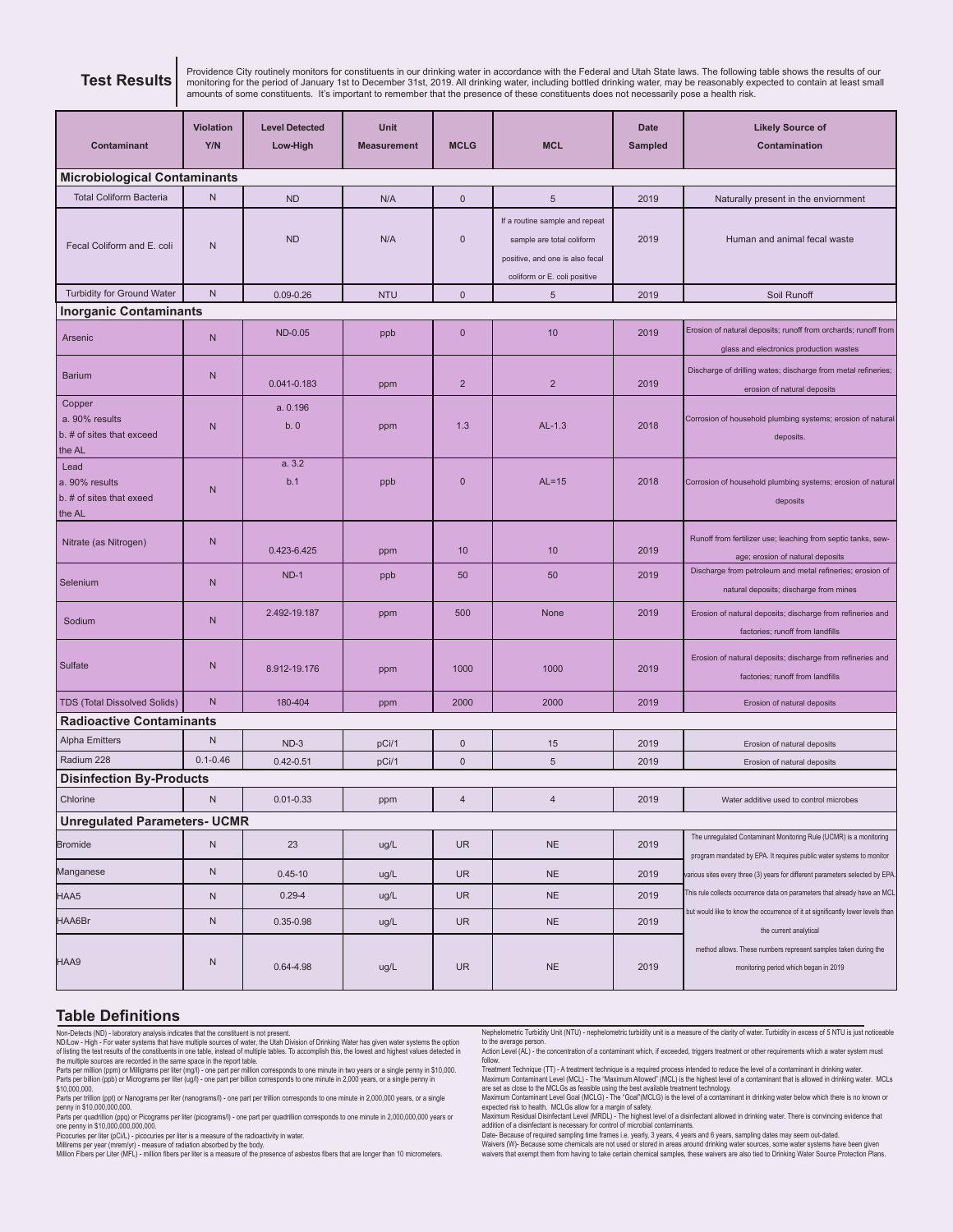## Test Results

Providence City routinely monitors for constituents in our drinking water in accordance with the Federal and Utah State laws. The following table shows the results of our monitoring for the period of January 1st to December 31st, 2019. All drinking water, including bottled drinking water, may be reasonably expected to contain at least small amounts of some constituents. It's important to remember that the presence of these constituents does not necessarily pose a health risk.

| Contaminant | Violation Y/N | Level Detected Low-High | Unit Measurement | MCLG | MCL | Date Sampled | Likely Source of Contamination |
|---|---|---|---|---|---|---|---|
| **Microbiological Contaminants** | | | | | | | |
| Total Coliform Bacteria | N | ND | N/A | 0 | 5 | 2019 | Naturally present in the enviornment |
| Fecal Coliform and E. coli | N | ND | N/A | 0 | If a routine sample and repeat sample are total coliform positive, and one is also fecal coliform or E. coli positive | 2019 | Human and animal fecal waste |
| Turbidity for Ground Water | N | 0.09-0.26 | NTU | 0 | 5 | 2019 | Soil Runoff |
| **Inorganic Contaminants** | | | | | | | |
| Arsenic | N | ND-0.05 | ppb | 0 | 10 | 2019 | Erosion of natural deposits; runoff from orchards; runoff from glass and electronics production wastes |
| Barium | N | 0.041-0.183 | ppm | 2 | 2 | 2019 | Discharge of drilling wates; discharge from metal refineries; erosion of natural deposits |
| Copper a. 90% results b. # of sites that exceed the AL | N | a. 0.196 b. 0 | ppm | 1.3 | AL-1.3 | 2018 | Corrosion of household plumbing systems; erosion of natural deposits. |
| Lead a. 90% results b. # of sites that exeed the AL | N | a. 3.2 b.1 | ppb | 0 | AL=15 | 2018 | Corrosion of household plumbing systems; erosion of natural deposits |
| Nitrate (as Nitrogen) | N | 0.423-6.425 | ppm | 10 | 10 | 2019 | Runoff from fertilizer use; leaching from septic tanks, sew-age; erosion of natural deposits |
| Selenium | N | ND-1 | ppb | 50 | 50 | 2019 | Discharge from petroleum and metal refineries; erosion of natural deposits; discharge from mines |
| Sodium | N | 2.492-19.187 | ppm | 500 | None | 2019 | Erosion of natural deposits; discharge from refineries and factories; runoff from landfills |
| Sulfate | N | 8.912-19.176 | ppm | 1000 | 1000 | 2019 | Erosion of natural deposits; discharge from refineries and factories; runoff from landfills |
| TDS (Total Dissolved Solids) | N | 180-404 | ppm | 2000 | 2000 | 2019 | Erosion of natural deposits |
| **Radioactive Contaminants** | | | | | | | |
| Alpha Emitters | N | ND-3 | pCi/1 | 0 | 15 | 2019 | Erosion of natural deposits |
| Radium 228 | 0.1-0.46 | 0.42-0.51 | pCi/1 | 0 | 5 | 2019 | Erosion of natural deposits |
| **Disinfection By-Products** | | | | | | | |
| Chlorine | N | 0.01-0.33 | ppm | 4 | 4 | 2019 | Water additive used to control microbes |
| **Unregulated Parameters- UCMR** | | | | | | | |
| Bromide | N | 23 | ug/L | UR | NE | 2019 | The unregulated Contaminant Monitoring Rule (UCMR) is a monitoring program mandated by EPA. It requires public water systems to monitor various sites every three (3) years for different parameters selected by EPA. This rule collects occurrence data on parameters that already have an MCL but would like to know the occurrence of it at significantly lower levels than the current analytical method allows. These numbers represent samples taken during the monitoring period which began in 2019 |
| Manganese | N | 0.45-10 | ug/L | UR | NE | 2019 | |
| HAA5 | N | 0.29-4 | ug/L | UR | NE | 2019 | |
| HAA6Br | N | 0.35-0.98 | ug/L | UR | NE | 2019 | |
| HAA9 | N | 0.64-4.98 | ug/L | UR | NE | 2019 | |

## Table Definitions

Non-Detects (ND) - laboratory analysis indicates that the constituent is not present.
ND/Low - High - For water systems that have multiple sources of water, the Utah Division of Drinking Water has given water systems the option of listing the test results of the constituents in one table, instead of multiple tables. To accomplish this, the lowest and highest values detected in the multiple sources are recorded in the same space in the report table.
Parts per million (ppm) or Milligrams per liter (mg/l) - one part per million corresponds to one minute in two years or a single penny in $10,000.
Parts per billion (ppb) or Micrograms per liter (ug/l) - one part per billion corresponds to one minute in 2,000 years, or a single penny in $10,000,000.
Parts per trillion (ppt) or Nanograms per liter (nanograms/l) - one part per trillion corresponds to one minute in 2,000,000 years, or a single penny in $10,000,000,000.
Parts per quadrillion (ppq) or Picograms per liter (picograms/l) - one part per quadrillion corresponds to one minute in 2,000,000,000 years or one penny in $10,000,000,000,000.
Picocuries per liter (pCi/L) - picocuries per liter is a measure of the radioactivity in water.
Millirems per year (mrem/yr) - measure of radiation absorbed by the body.
Million Fibers per Liter (MFL) - million fibers per liter is a measure of the presence of asbestos fibers that are longer than 10 micrometers.

Nephelometric Turbidity Unit (NTU) - nephelometric turbidity unit is a measure of the clarity of water. Turbidity in excess of 5 NTU is just noticeable to the average person.
Action Level (AL) - the concentration of a contaminant which, if exceeded, triggers treatment or other requirements which a water system must follow.
Treatment Technique (TT) - A treatment technique is a required process intended to reduce the level of a contaminant in drinking water.
Maximum Contaminant Level (MCL) - The "Maximum Allowed" (MCL) is the highest level of a contaminant that is allowed in drinking water. MCLs are set as close to the MCLGs as feasible using the best available treatment technology.
Maximum Contaminant Level Goal (MCLG) - The "Goal"(MCLG) is the level of a contaminant in drinking water below which there is no known or expected risk to health. MCLGs allow for a margin of safety.
Maximum Residual Disinfectant Level (MRDL) - The highest level of a disinfectant allowed in drinking water. There is convincing evidence that addition of a disinfectant is necessary for control of microbial contaminants.
Date- Because of required sampling time frames i.e. yearly, 3 years, 4 years and 6 years, sampling dates may seem out-dated.
Waivers (W)- Because some chemicals are not used or stored in areas around drinking water sources, some water systems have been given waivers that exempt them from having to take certain chemical samples, these waivers are also tied to Drinking Water Source Protection Plans.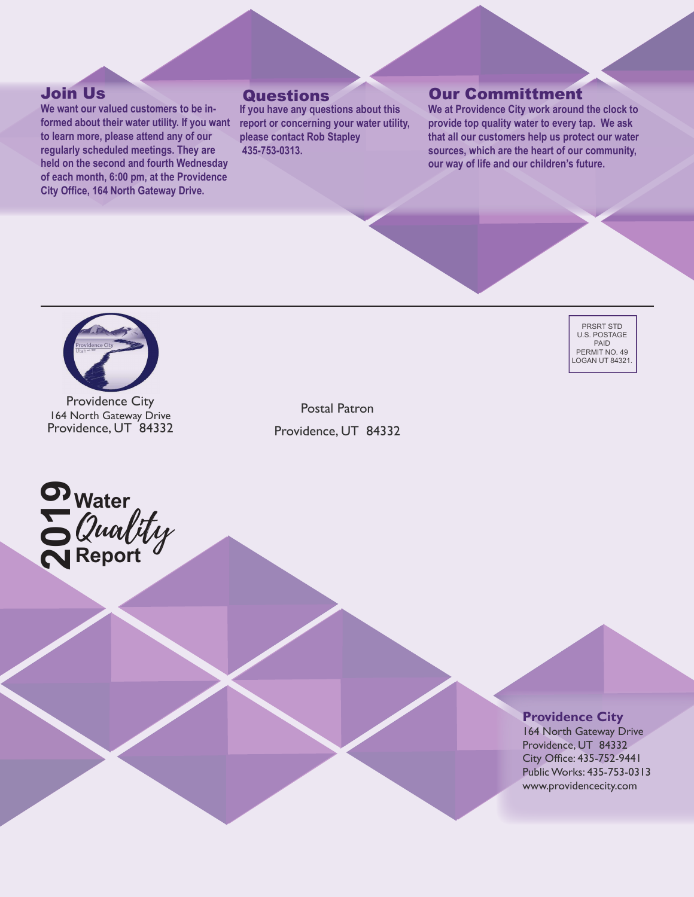## Join Us

We want our valued customers to be informed about their water utility. If you want to learn more, please attend any of our regularly scheduled meetings. They are held on the second and fourth Wednesday of each month, 6:00 pm, at the Providence City Office, 164 North Gateway Drive.

## Questions

If you have any questions about this report or concerning your water utility, please contact Rob Stapley 435-753-0313.

## Our Committment

We at Providence City work around the clock to provide top quality water to every tap. We ask that all our customers help us protect our water sources, which are the heart of our community, our way of life and our children's future.

---

Providence City
164 North Gateway Drive
Providence, UT 84332

PRSRT STD
U.S. POSTAGE
PAID
PERMIT NO. 49
LOGAN UT 84321.

Postal Patron
Providence, UT 84332

# 2019 Water *Quality* Report

**Providence City**
164 North Gateway Drive
Providence, UT 84332
City Office: 435-752-9441
Public Works: 435-753-0313
www.providencecity.com